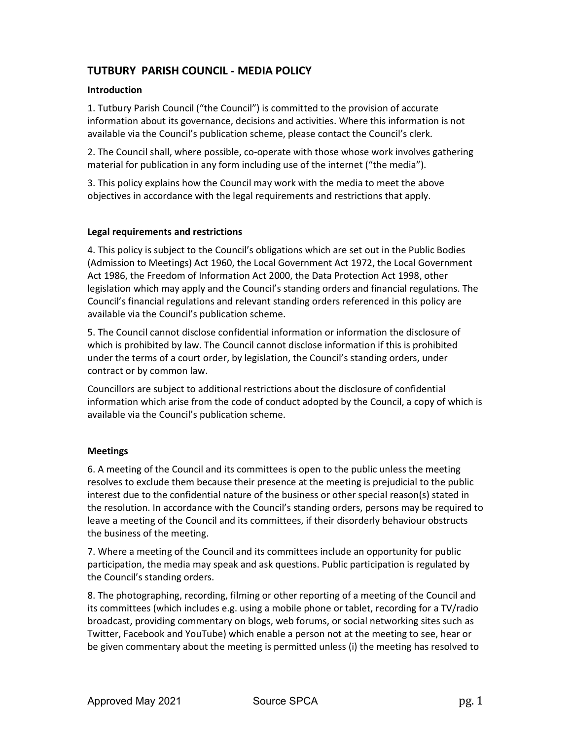# TUTBURY PARISH COUNCIL - MEDIA POLICY

### Introduction

1. Tutbury Parish Council ("the Council") is committed to the provision of accurate information about its governance, decisions and activities. Where this information is not available via the Council's publication scheme, please contact the Council's clerk.

2. The Council shall, where possible, co-operate with those whose work involves gathering material for publication in any form including use of the internet ("the media").

3. This policy explains how the Council may work with the media to meet the above objectives in accordance with the legal requirements and restrictions that apply.

### Legal requirements and restrictions

4. This policy is subject to the Council's obligations which are set out in the Public Bodies (Admission to Meetings) Act 1960, the Local Government Act 1972, the Local Government Act 1986, the Freedom of Information Act 2000, the Data Protection Act 1998, other legislation which may apply and the Council's standing orders and financial regulations. The Council's financial regulations and relevant standing orders referenced in this policy are available via the Council's publication scheme.

5. The Council cannot disclose confidential information or information the disclosure of which is prohibited by law. The Council cannot disclose information if this is prohibited under the terms of a court order, by legislation, the Council's standing orders, under contract or by common law.

Councillors are subject to additional restrictions about the disclosure of confidential information which arise from the code of conduct adopted by the Council, a copy of which is available via the Council's publication scheme.

### Meetings

6. A meeting of the Council and its committees is open to the public unless the meeting resolves to exclude them because their presence at the meeting is prejudicial to the public interest due to the confidential nature of the business or other special reason(s) stated in the resolution. In accordance with the Council's standing orders, persons may be required to leave a meeting of the Council and its committees, if their disorderly behaviour obstructs the business of the meeting.

7. Where a meeting of the Council and its committees include an opportunity for public participation, the media may speak and ask questions. Public participation is regulated by the Council's standing orders.

8. The photographing, recording, filming or other reporting of a meeting of the Council and its committees (which includes e.g. using a mobile phone or tablet, recording for a TV/radio broadcast, providing commentary on blogs, web forums, or social networking sites such as Twitter, Facebook and YouTube) which enable a person not at the meeting to see, hear or be given commentary about the meeting is permitted unless (i) the meeting has resolved to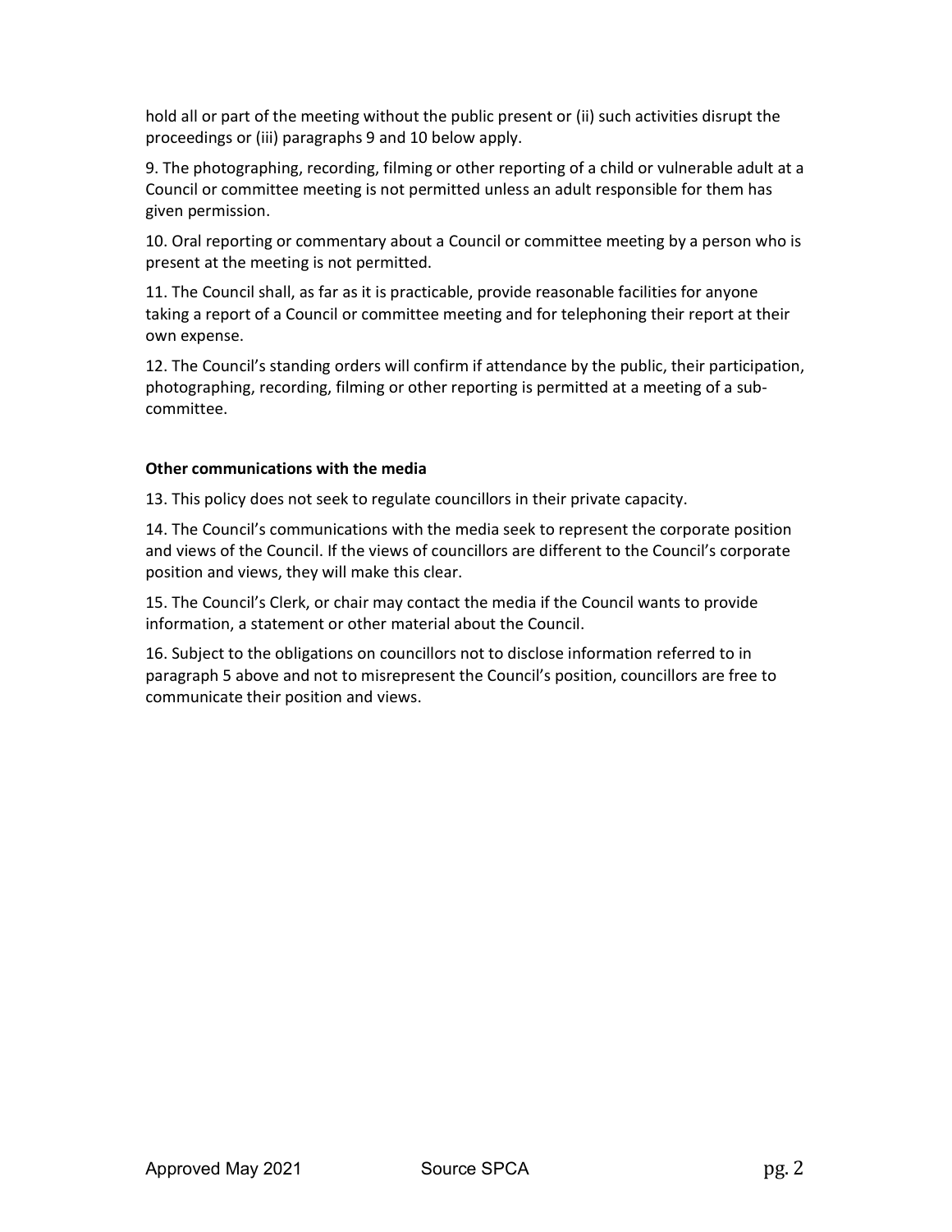hold all or part of the meeting without the public present or (ii) such activities disrupt the proceedings or (iii) paragraphs 9 and 10 below apply.

9. The photographing, recording, filming or other reporting of a child or vulnerable adult at a Council or committee meeting is not permitted unless an adult responsible for them has given permission.

10. Oral reporting or commentary about a Council or committee meeting by a person who is present at the meeting is not permitted.

11. The Council shall, as far as it is practicable, provide reasonable facilities for anyone taking a report of a Council or committee meeting and for telephoning their report at their own expense.

12. The Council's standing orders will confirm if attendance by the public, their participation, photographing, recording, filming or other reporting is permitted at a meeting of a sub-committee.

**Other communications with the media**

13. This policy does not seek to regulate councillors in their private capacity.

14. The Council's communications with the media seek to represent the corporate position and views of the Council. If the views of councillors are different to the Council's corporate position and views, they will make this clear.

15. The Council's Clerk, or chair may contact the media if the Council wants to provide information, a statement or other material about the Council.

16. Subject to the obligations on councillors not to disclose information referred to in paragraph 5 above and not to misrepresent the Council's position, councillors are free to communicate their position and views.

Approved May 2021 Source SPCA